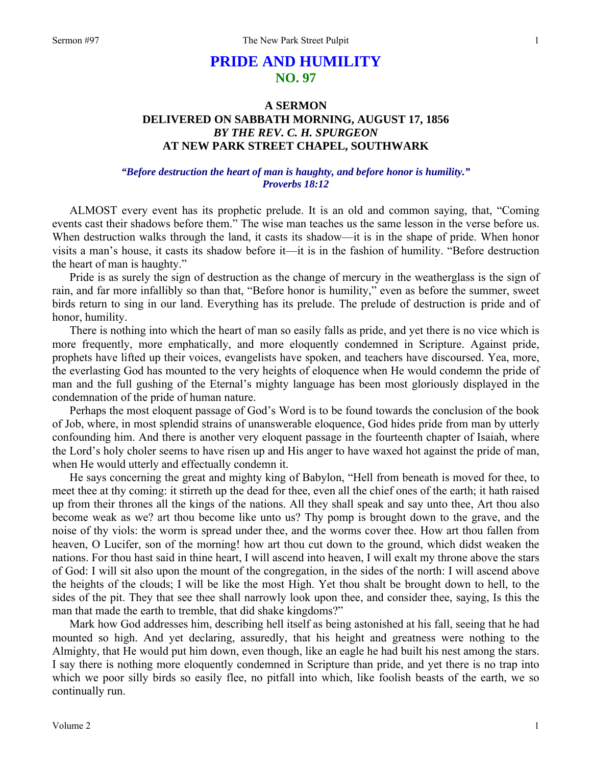# PRIDE AND HUMILITY
## NO. 97

### A SERMON
### DELIVERED ON SABBATH MORNING, AUGUST 17, 1856
### *BY THE REV. C. H. SPURGEON*
### AT NEW PARK STREET CHAPEL, SOUTHWARK

***"Before destruction the heart of man is haughty, and before honor is humility."***
***Proverbs 18:12***

ALMOST every event has its prophetic prelude. It is an old and common saying, that, "Coming events cast their shadows before them." The wise man teaches us the same lesson in the verse before us. When destruction walks through the land, it casts its shadow—it is in the shape of pride. When honor visits a man's house, it casts its shadow before it—it is in the fashion of humility. "Before destruction the heart of man is haughty."

Pride is as surely the sign of destruction as the change of mercury in the weatherglass is the sign of rain, and far more infallibly so than that, "Before honor is humility," even as before the summer, sweet birds return to sing in our land. Everything has its prelude. The prelude of destruction is pride and of honor, humility.

There is nothing into which the heart of man so easily falls as pride, and yet there is no vice which is more frequently, more emphatically, and more eloquently condemned in Scripture. Against pride, prophets have lifted up their voices, evangelists have spoken, and teachers have discoursed. Yea, more, the everlasting God has mounted to the very heights of eloquence when He would condemn the pride of man and the full gushing of the Eternal's mighty language has been most gloriously displayed in the condemnation of the pride of human nature.

Perhaps the most eloquent passage of God's Word is to be found towards the conclusion of the book of Job, where, in most splendid strains of unanswerable eloquence, God hides pride from man by utterly confounding him. And there is another very eloquent passage in the fourteenth chapter of Isaiah, where the Lord's holy choler seems to have risen up and His anger to have waxed hot against the pride of man, when He would utterly and effectually condemn it.

He says concerning the great and mighty king of Babylon, "Hell from beneath is moved for thee, to meet thee at thy coming: it stirreth up the dead for thee, even all the chief ones of the earth; it hath raised up from their thrones all the kings of the nations. All they shall speak and say unto thee, Art thou also become weak as we? art thou become like unto us? Thy pomp is brought down to the grave, and the noise of thy viols: the worm is spread under thee, and the worms cover thee. How art thou fallen from heaven, O Lucifer, son of the morning! how art thou cut down to the ground, which didst weaken the nations. For thou hast said in thine heart, I will ascend into heaven, I will exalt my throne above the stars of God: I will sit also upon the mount of the congregation, in the sides of the north: I will ascend above the heights of the clouds; I will be like the most High. Yet thou shalt be brought down to hell, to the sides of the pit. They that see thee shall narrowly look upon thee, and consider thee, saying, Is this the man that made the earth to tremble, that did shake kingdoms?"

Mark how God addresses him, describing hell itself as being astonished at his fall, seeing that he had mounted so high. And yet declaring, assuredly, that his height and greatness were nothing to the Almighty, that He would put him down, even though, like an eagle he had built his nest among the stars. I say there is nothing more eloquently condemned in Scripture than pride, and yet there is no trap into which we poor silly birds so easily flee, no pitfall into which, like foolish beasts of the earth, we so continually run.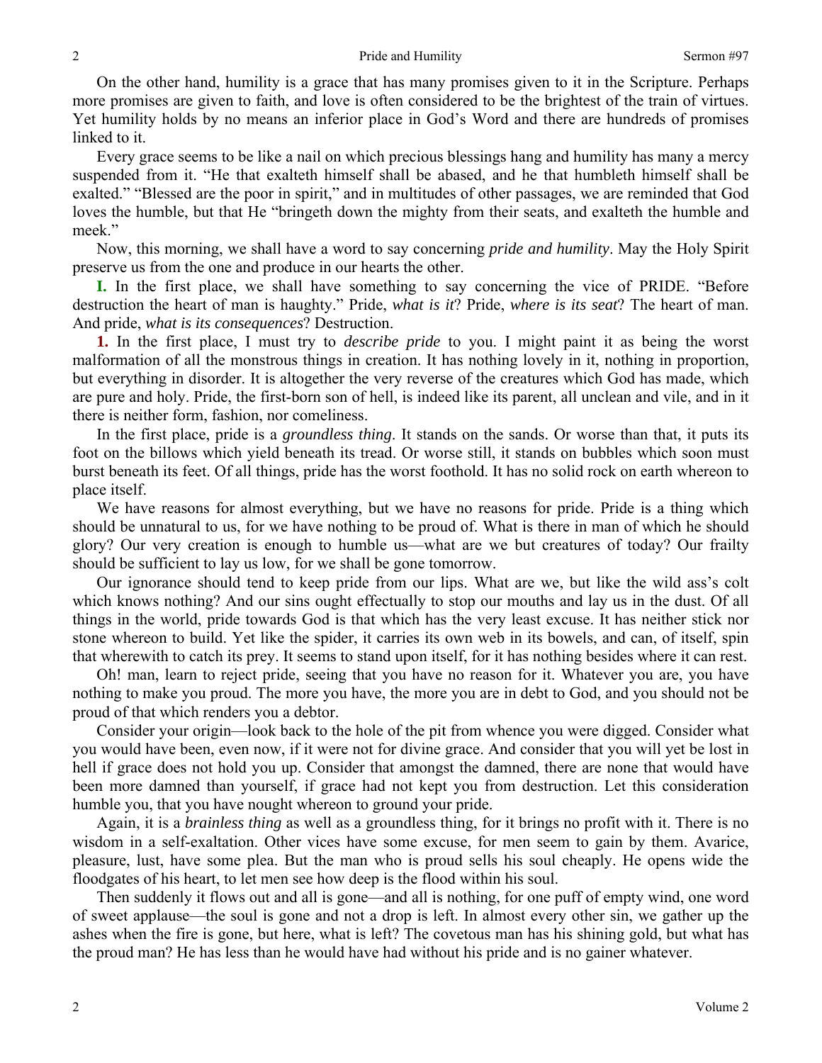On the other hand, humility is a grace that has many promises given to it in the Scripture. Perhaps more promises are given to faith, and love is often considered to be the brightest of the train of virtues. Yet humility holds by no means an inferior place in God's Word and there are hundreds of promises linked to it.

Every grace seems to be like a nail on which precious blessings hang and humility has many a mercy suspended from it. "He that exalteth himself shall be abased, and he that humbleth himself shall be exalted." "Blessed are the poor in spirit," and in multitudes of other passages, we are reminded that God loves the humble, but that He "bringeth down the mighty from their seats, and exalteth the humble and meek."

Now, this morning, we shall have a word to say concerning *pride and humility*. May the Holy Spirit preserve us from the one and produce in our hearts the other.

**I.** In the first place, we shall have something to say concerning the vice of PRIDE. "Before destruction the heart of man is haughty." Pride, *what is it*? Pride, *where is its seat*? The heart of man. And pride, *what is its consequences*? Destruction.

**1.** In the first place, I must try to *describe pride* to you. I might paint it as being the worst malformation of all the monstrous things in creation. It has nothing lovely in it, nothing in proportion, but everything in disorder. It is altogether the very reverse of the creatures which God has made, which are pure and holy. Pride, the first-born son of hell, is indeed like its parent, all unclean and vile, and in it there is neither form, fashion, nor comeliness.

In the first place, pride is a *groundless thing*. It stands on the sands. Or worse than that, it puts its foot on the billows which yield beneath its tread. Or worse still, it stands on bubbles which soon must burst beneath its feet. Of all things, pride has the worst foothold. It has no solid rock on earth whereon to place itself.

We have reasons for almost everything, but we have no reasons for pride. Pride is a thing which should be unnatural to us, for we have nothing to be proud of. What is there in man of which he should glory? Our very creation is enough to humble us—what are we but creatures of today? Our frailty should be sufficient to lay us low, for we shall be gone tomorrow.

Our ignorance should tend to keep pride from our lips. What are we, but like the wild ass's colt which knows nothing? And our sins ought effectually to stop our mouths and lay us in the dust. Of all things in the world, pride towards God is that which has the very least excuse. It has neither stick nor stone whereon to build. Yet like the spider, it carries its own web in its bowels, and can, of itself, spin that wherewith to catch its prey. It seems to stand upon itself, for it has nothing besides where it can rest.

Oh! man, learn to reject pride, seeing that you have no reason for it. Whatever you are, you have nothing to make you proud. The more you have, the more you are in debt to God, and you should not be proud of that which renders you a debtor.

Consider your origin—look back to the hole of the pit from whence you were digged. Consider what you would have been, even now, if it were not for divine grace. And consider that you will yet be lost in hell if grace does not hold you up. Consider that amongst the damned, there are none that would have been more damned than yourself, if grace had not kept you from destruction. Let this consideration humble you, that you have nought whereon to ground your pride.

Again, it is a *brainless thing* as well as a groundless thing, for it brings no profit with it. There is no wisdom in a self-exaltation. Other vices have some excuse, for men seem to gain by them. Avarice, pleasure, lust, have some plea. But the man who is proud sells his soul cheaply. He opens wide the floodgates of his heart, to let men see how deep is the flood within his soul.

Then suddenly it flows out and all is gone—and all is nothing, for one puff of empty wind, one word of sweet applause—the soul is gone and not a drop is left. In almost every other sin, we gather up the ashes when the fire is gone, but here, what is left? The covetous man has his shining gold, but what has the proud man? He has less than he would have had without his pride and is no gainer whatever.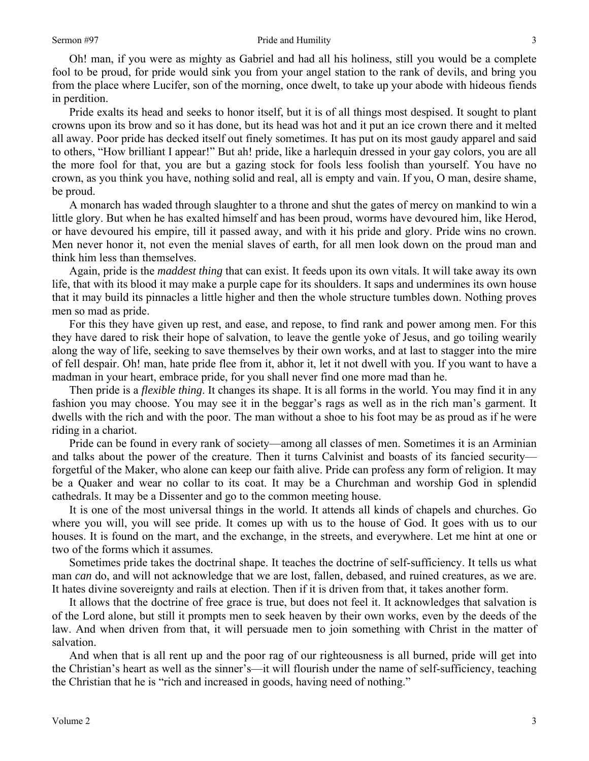Oh! man, if you were as mighty as Gabriel and had all his holiness, still you would be a complete fool to be proud, for pride would sink you from your angel station to the rank of devils, and bring you from the place where Lucifer, son of the morning, once dwelt, to take up your abode with hideous fiends in perdition.

Pride exalts its head and seeks to honor itself, but it is of all things most despised. It sought to plant crowns upon its brow and so it has done, but its head was hot and it put an ice crown there and it melted all away. Poor pride has decked itself out finely sometimes. It has put on its most gaudy apparel and said to others, "How brilliant I appear!" But ah! pride, like a harlequin dressed in your gay colors, you are all the more fool for that, you are but a gazing stock for fools less foolish than yourself. You have no crown, as you think you have, nothing solid and real, all is empty and vain. If you, O man, desire shame, be proud.

A monarch has waded through slaughter to a throne and shut the gates of mercy on mankind to win a little glory. But when he has exalted himself and has been proud, worms have devoured him, like Herod, or have devoured his empire, till it passed away, and with it his pride and glory. Pride wins no crown. Men never honor it, not even the menial slaves of earth, for all men look down on the proud man and think him less than themselves.

Again, pride is the *maddest thing* that can exist. It feeds upon its own vitals. It will take away its own life, that with its blood it may make a purple cape for its shoulders. It saps and undermines its own house that it may build its pinnacles a little higher and then the whole structure tumbles down. Nothing proves men so mad as pride.

For this they have given up rest, and ease, and repose, to find rank and power among men. For this they have dared to risk their hope of salvation, to leave the gentle yoke of Jesus, and go toiling wearily along the way of life, seeking to save themselves by their own works, and at last to stagger into the mire of fell despair. Oh! man, hate pride flee from it, abhor it, let it not dwell with you. If you want to have a madman in your heart, embrace pride, for you shall never find one more mad than he.

Then pride is a *flexible thing*. It changes its shape. It is all forms in the world. You may find it in any fashion you may choose. You may see it in the beggar's rags as well as in the rich man's garment. It dwells with the rich and with the poor. The man without a shoe to his foot may be as proud as if he were riding in a chariot.

Pride can be found in every rank of society—among all classes of men. Sometimes it is an Arminian and talks about the power of the creature. Then it turns Calvinist and boasts of its fancied security—forgetful of the Maker, who alone can keep our faith alive. Pride can profess any form of religion. It may be a Quaker and wear no collar to its coat. It may be a Churchman and worship God in splendid cathedrals. It may be a Dissenter and go to the common meeting house.

It is one of the most universal things in the world. It attends all kinds of chapels and churches. Go where you will, you will see pride. It comes up with us to the house of God. It goes with us to our houses. It is found on the mart, and the exchange, in the streets, and everywhere. Let me hint at one or two of the forms which it assumes.

Sometimes pride takes the doctrinal shape. It teaches the doctrine of self-sufficiency. It tells us what man *can* do, and will not acknowledge that we are lost, fallen, debased, and ruined creatures, as we are. It hates divine sovereignty and rails at election. Then if it is driven from that, it takes another form.

It allows that the doctrine of free grace is true, but does not feel it. It acknowledges that salvation is of the Lord alone, but still it prompts men to seek heaven by their own works, even by the deeds of the law. And when driven from that, it will persuade men to join something with Christ in the matter of salvation.

And when that is all rent up and the poor rag of our righteousness is all burned, pride will get into the Christian's heart as well as the sinner's—it will flourish under the name of self-sufficiency, teaching the Christian that he is "rich and increased in goods, having need of nothing."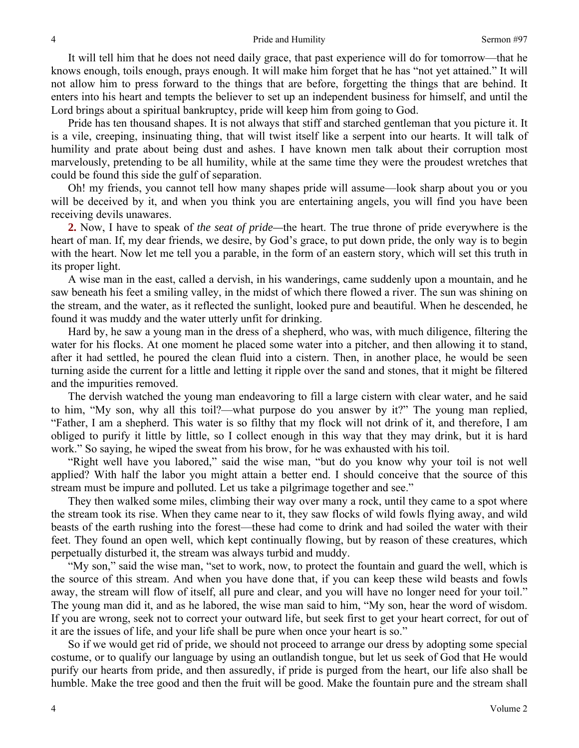It will tell him that he does not need daily grace, that past experience will do for tomorrow—that he knows enough, toils enough, prays enough. It will make him forget that he has "not yet attained." It will not allow him to press forward to the things that are before, forgetting the things that are behind. It enters into his heart and tempts the believer to set up an independent business for himself, and until the Lord brings about a spiritual bankruptcy, pride will keep him from going to God.

Pride has ten thousand shapes. It is not always that stiff and starched gentleman that you picture it. It is a vile, creeping, insinuating thing, that will twist itself like a serpent into our hearts. It will talk of humility and prate about being dust and ashes. I have known men talk about their corruption most marvelously, pretending to be all humility, while at the same time they were the proudest wretches that could be found this side the gulf of separation.

Oh! my friends, you cannot tell how many shapes pride will assume—look sharp about you or you will be deceived by it, and when you think you are entertaining angels, you will find you have been receiving devils unawares.

**2.** Now, I have to speak of *the seat of pride*—the heart. The true throne of pride everywhere is the heart of man. If, my dear friends, we desire, by God's grace, to put down pride, the only way is to begin with the heart. Now let me tell you a parable, in the form of an eastern story, which will set this truth in its proper light.

A wise man in the east, called a dervish, in his wanderings, came suddenly upon a mountain, and he saw beneath his feet a smiling valley, in the midst of which there flowed a river. The sun was shining on the stream, and the water, as it reflected the sunlight, looked pure and beautiful. When he descended, he found it was muddy and the water utterly unfit for drinking.

Hard by, he saw a young man in the dress of a shepherd, who was, with much diligence, filtering the water for his flocks. At one moment he placed some water into a pitcher, and then allowing it to stand, after it had settled, he poured the clean fluid into a cistern. Then, in another place, he would be seen turning aside the current for a little and letting it ripple over the sand and stones, that it might be filtered and the impurities removed.

The dervish watched the young man endeavoring to fill a large cistern with clear water, and he said to him, "My son, why all this toil?—what purpose do you answer by it?" The young man replied, "Father, I am a shepherd. This water is so filthy that my flock will not drink of it, and therefore, I am obliged to purify it little by little, so I collect enough in this way that they may drink, but it is hard work." So saying, he wiped the sweat from his brow, for he was exhausted with his toil.

"Right well have you labored," said the wise man, "but do you know why your toil is not well applied? With half the labor you might attain a better end. I should conceive that the source of this stream must be impure and polluted. Let us take a pilgrimage together and see."

They then walked some miles, climbing their way over many a rock, until they came to a spot where the stream took its rise. When they came near to it, they saw flocks of wild fowls flying away, and wild beasts of the earth rushing into the forest—these had come to drink and had soiled the water with their feet. They found an open well, which kept continually flowing, but by reason of these creatures, which perpetually disturbed it, the stream was always turbid and muddy.

"My son," said the wise man, "set to work, now, to protect the fountain and guard the well, which is the source of this stream. And when you have done that, if you can keep these wild beasts and fowls away, the stream will flow of itself, all pure and clear, and you will have no longer need for your toil." The young man did it, and as he labored, the wise man said to him, "My son, hear the word of wisdom. If you are wrong, seek not to correct your outward life, but seek first to get your heart correct, for out of it are the issues of life, and your life shall be pure when once your heart is so."

So if we would get rid of pride, we should not proceed to arrange our dress by adopting some special costume, or to qualify our language by using an outlandish tongue, but let us seek of God that He would purify our hearts from pride, and then assuredly, if pride is purged from the heart, our life also shall be humble. Make the tree good and then the fruit will be good. Make the fountain pure and the stream shall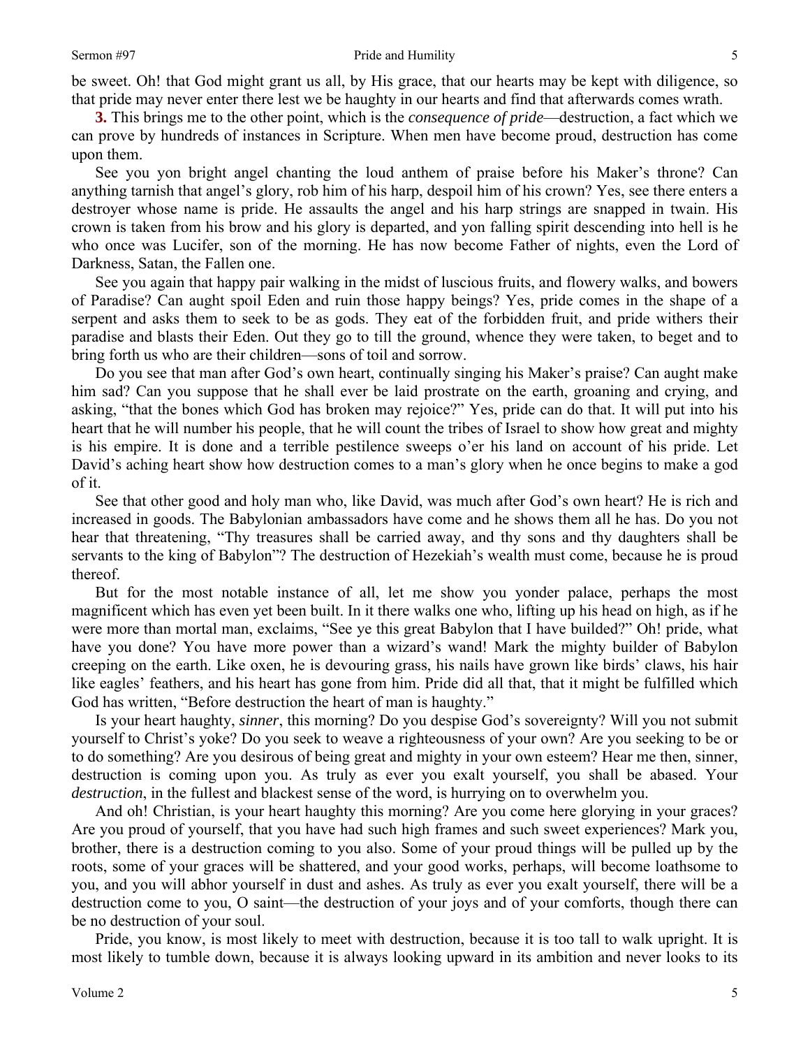be sweet. Oh! that God might grant us all, by His grace, that our hearts may be kept with diligence, so that pride may never enter there lest we be haughty in our hearts and find that afterwards comes wrath.

**3.** This brings me to the other point, which is the *consequence of pride*—destruction, a fact which we can prove by hundreds of instances in Scripture. When men have become proud, destruction has come upon them.

See you yon bright angel chanting the loud anthem of praise before his Maker's throne? Can anything tarnish that angel's glory, rob him of his harp, despoil him of his crown? Yes, see there enters a destroyer whose name is pride. He assaults the angel and his harp strings are snapped in twain. His crown is taken from his brow and his glory is departed, and yon falling spirit descending into hell is he who once was Lucifer, son of the morning. He has now become Father of nights, even the Lord of Darkness, Satan, the Fallen one.

See you again that happy pair walking in the midst of luscious fruits, and flowery walks, and bowers of Paradise? Can aught spoil Eden and ruin those happy beings? Yes, pride comes in the shape of a serpent and asks them to seek to be as gods. They eat of the forbidden fruit, and pride withers their paradise and blasts their Eden. Out they go to till the ground, whence they were taken, to beget and to bring forth us who are their children—sons of toil and sorrow.

Do you see that man after God's own heart, continually singing his Maker's praise? Can aught make him sad? Can you suppose that he shall ever be laid prostrate on the earth, groaning and crying, and asking, "that the bones which God has broken may rejoice?" Yes, pride can do that. It will put into his heart that he will number his people, that he will count the tribes of Israel to show how great and mighty is his empire. It is done and a terrible pestilence sweeps o'er his land on account of his pride. Let David's aching heart show how destruction comes to a man's glory when he once begins to make a god of it.

See that other good and holy man who, like David, was much after God's own heart? He is rich and increased in goods. The Babylonian ambassadors have come and he shows them all he has. Do you not hear that threatening, "Thy treasures shall be carried away, and thy sons and thy daughters shall be servants to the king of Babylon"? The destruction of Hezekiah's wealth must come, because he is proud thereof.

But for the most notable instance of all, let me show you yonder palace, perhaps the most magnificent which has even yet been built. In it there walks one who, lifting up his head on high, as if he were more than mortal man, exclaims, "See ye this great Babylon that I have builded?" Oh! pride, what have you done? You have more power than a wizard's wand! Mark the mighty builder of Babylon creeping on the earth. Like oxen, he is devouring grass, his nails have grown like birds' claws, his hair like eagles' feathers, and his heart has gone from him. Pride did all that, that it might be fulfilled which God has written, "Before destruction the heart of man is haughty."

Is your heart haughty, *sinner*, this morning? Do you despise God's sovereignty? Will you not submit yourself to Christ's yoke? Do you seek to weave a righteousness of your own? Are you seeking to be or to do something? Are you desirous of being great and mighty in your own esteem? Hear me then, sinner, destruction is coming upon you. As truly as ever you exalt yourself, you shall be abased. Your *destruction*, in the fullest and blackest sense of the word, is hurrying on to overwhelm you.

And oh! Christian, is your heart haughty this morning? Are you come here glorying in your graces? Are you proud of yourself, that you have had such high frames and such sweet experiences? Mark you, brother, there is a destruction coming to you also. Some of your proud things will be pulled up by the roots, some of your graces will be shattered, and your good works, perhaps, will become loathsome to you, and you will abhor yourself in dust and ashes. As truly as ever you exalt yourself, there will be a destruction come to you, O saint—the destruction of your joys and of your comforts, though there can be no destruction of your soul.

Pride, you know, is most likely to meet with destruction, because it is too tall to walk upright. It is most likely to tumble down, because it is always looking upward in its ambition and never looks to its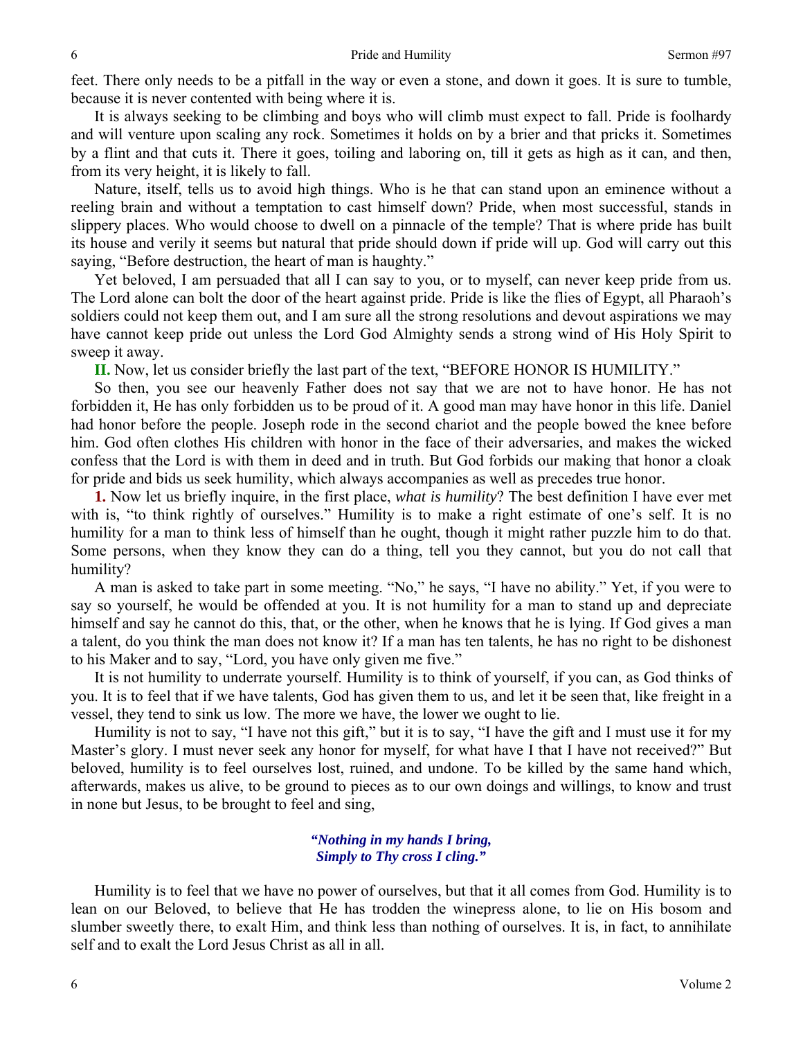feet. There only needs to be a pitfall in the way or even a stone, and down it goes. It is sure to tumble, because it is never contented with being where it is.

It is always seeking to be climbing and boys who will climb must expect to fall. Pride is foolhardy and will venture upon scaling any rock. Sometimes it holds on by a brier and that pricks it. Sometimes by a flint and that cuts it. There it goes, toiling and laboring on, till it gets as high as it can, and then, from its very height, it is likely to fall.

Nature, itself, tells us to avoid high things. Who is he that can stand upon an eminence without a reeling brain and without a temptation to cast himself down? Pride, when most successful, stands in slippery places. Who would choose to dwell on a pinnacle of the temple? That is where pride has built its house and verily it seems but natural that pride should down if pride will up. God will carry out this saying, "Before destruction, the heart of man is haughty."

Yet beloved, I am persuaded that all I can say to you, or to myself, can never keep pride from us. The Lord alone can bolt the door of the heart against pride. Pride is like the flies of Egypt, all Pharaoh's soldiers could not keep them out, and I am sure all the strong resolutions and devout aspirations we may have cannot keep pride out unless the Lord God Almighty sends a strong wind of His Holy Spirit to sweep it away.

**II.** Now, let us consider briefly the last part of the text, "BEFORE HONOR IS HUMILITY."

So then, you see our heavenly Father does not say that we are not to have honor. He has not forbidden it, He has only forbidden us to be proud of it. A good man may have honor in this life. Daniel had honor before the people. Joseph rode in the second chariot and the people bowed the knee before him. God often clothes His children with honor in the face of their adversaries, and makes the wicked confess that the Lord is with them in deed and in truth. But God forbids our making that honor a cloak for pride and bids us seek humility, which always accompanies as well as precedes true honor.

**1.** Now let us briefly inquire, in the first place, *what is humility*? The best definition I have ever met with is, "to think rightly of ourselves." Humility is to make a right estimate of one's self. It is no humility for a man to think less of himself than he ought, though it might rather puzzle him to do that. Some persons, when they know they can do a thing, tell you they cannot, but you do not call that humility?

A man is asked to take part in some meeting. "No," he says, "I have no ability." Yet, if you were to say so yourself, he would be offended at you. It is not humility for a man to stand up and depreciate himself and say he cannot do this, that, or the other, when he knows that he is lying. If God gives a man a talent, do you think the man does not know it? If a man has ten talents, he has no right to be dishonest to his Maker and to say, "Lord, you have only given me five."

It is not humility to underrate yourself. Humility is to think of yourself, if you can, as God thinks of you. It is to feel that if we have talents, God has given them to us, and let it be seen that, like freight in a vessel, they tend to sink us low. The more we have, the lower we ought to lie.

Humility is not to say, "I have not this gift," but it is to say, "I have the gift and I must use it for my Master's glory. I must never seek any honor for myself, for what have I that I have not received?" But beloved, humility is to feel ourselves lost, ruined, and undone. To be killed by the same hand which, afterwards, makes us alive, to be ground to pieces as to our own doings and willings, to know and trust in none but Jesus, to be brought to feel and sing,

> ***"Nothing in my hands I bring,***
> ***Simply to Thy cross I cling."***

Humility is to feel that we have no power of ourselves, but that it all comes from God. Humility is to lean on our Beloved, to believe that He has trodden the winepress alone, to lie on His bosom and slumber sweetly there, to exalt Him, and think less than nothing of ourselves. It is, in fact, to annihilate self and to exalt the Lord Jesus Christ as all in all.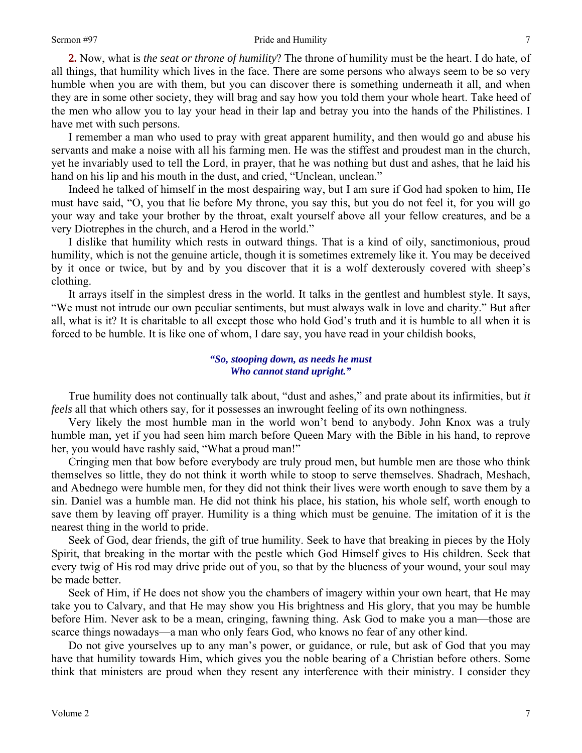**2.** Now, what is *the seat or throne of humility*? The throne of humility must be the heart. I do hate, of all things, that humility which lives in the face. There are some persons who always seem to be so very humble when you are with them, but you can discover there is something underneath it all, and when they are in some other society, they will brag and say how you told them your whole heart. Take heed of the men who allow you to lay your head in their lap and betray you into the hands of the Philistines. I have met with such persons.

I remember a man who used to pray with great apparent humility, and then would go and abuse his servants and make a noise with all his farming men. He was the stiffest and proudest man in the church, yet he invariably used to tell the Lord, in prayer, that he was nothing but dust and ashes, that he laid his hand on his lip and his mouth in the dust, and cried, "Unclean, unclean."

Indeed he talked of himself in the most despairing way, but I am sure if God had spoken to him, He must have said, "O, you that lie before My throne, you say this, but you do not feel it, for you will go your way and take your brother by the throat, exalt yourself above all your fellow creatures, and be a very Diotrephes in the church, and a Herod in the world."

I dislike that humility which rests in outward things. That is a kind of oily, sanctimonious, proud humility, which is not the genuine article, though it is sometimes extremely like it. You may be deceived by it once or twice, but by and by you discover that it is a wolf dexterously covered with sheep's clothing.

It arrays itself in the simplest dress in the world. It talks in the gentlest and humblest style. It says, "We must not intrude our own peculiar sentiments, but must always walk in love and charity." But after all, what is it? It is charitable to all except those who hold God's truth and it is humble to all when it is forced to be humble. It is like one of whom, I dare say, you have read in your childish books,

> ***"So, stooping down, as needs he must***
> ***Who cannot stand upright."***

True humility does not continually talk about, "dust and ashes," and prate about its infirmities, but *it feels* all that which others say, for it possesses an inwrought feeling of its own nothingness.

Very likely the most humble man in the world won't bend to anybody. John Knox was a truly humble man, yet if you had seen him march before Queen Mary with the Bible in his hand, to reprove her, you would have rashly said, "What a proud man!"

Cringing men that bow before everybody are truly proud men, but humble men are those who think themselves so little, they do not think it worth while to stoop to serve themselves. Shadrach, Meshach, and Abednego were humble men, for they did not think their lives were worth enough to save them by a sin. Daniel was a humble man. He did not think his place, his station, his whole self, worth enough to save them by leaving off prayer. Humility is a thing which must be genuine. The imitation of it is the nearest thing in the world to pride.

Seek of God, dear friends, the gift of true humility. Seek to have that breaking in pieces by the Holy Spirit, that breaking in the mortar with the pestle which God Himself gives to His children. Seek that every twig of His rod may drive pride out of you, so that by the blueness of your wound, your soul may be made better.

Seek of Him, if He does not show you the chambers of imagery within your own heart, that He may take you to Calvary, and that He may show you His brightness and His glory, that you may be humble before Him. Never ask to be a mean, cringing, fawning thing. Ask God to make you a man—those are scarce things nowadays—a man who only fears God, who knows no fear of any other kind.

Do not give yourselves up to any man's power, or guidance, or rule, but ask of God that you may have that humility towards Him, which gives you the noble bearing of a Christian before others. Some think that ministers are proud when they resent any interference with their ministry. I consider they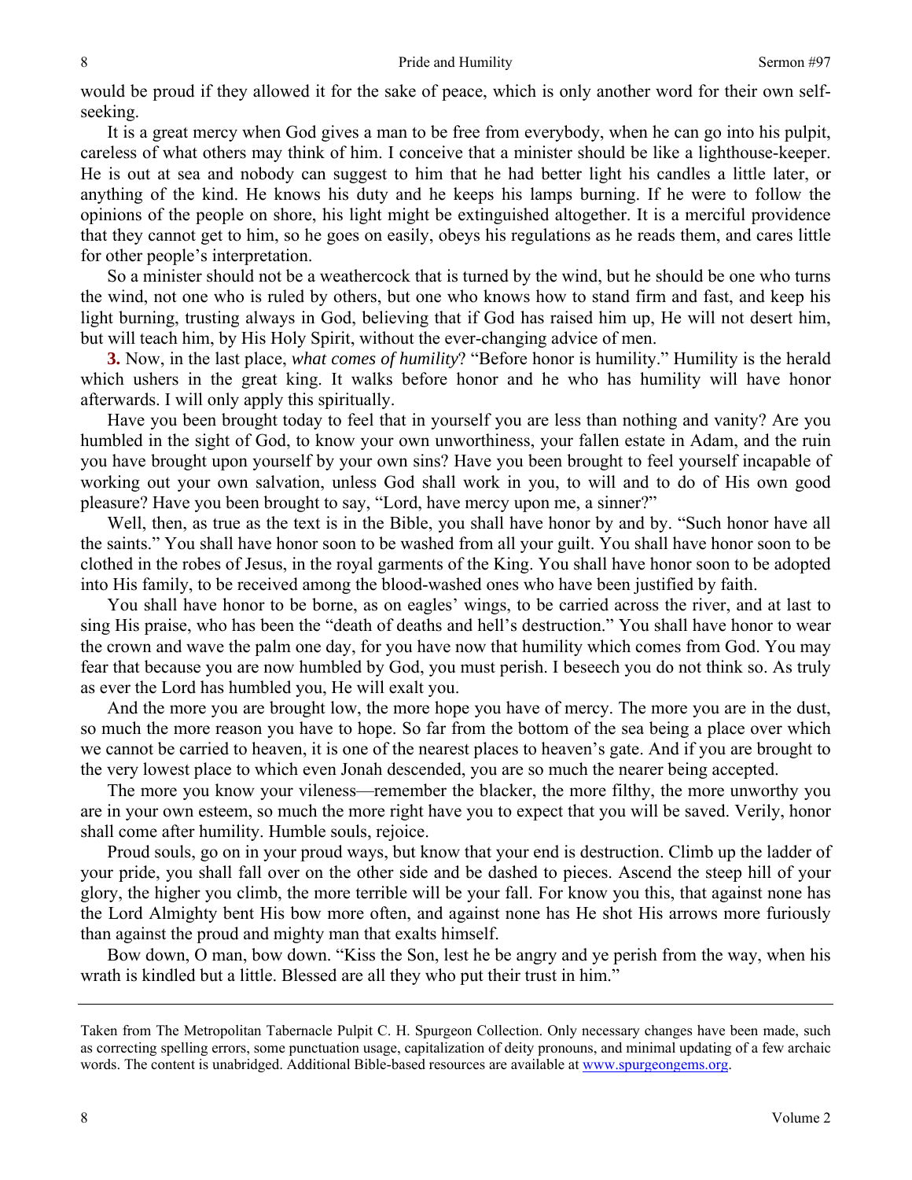would be proud if they allowed it for the sake of peace, which is only another word for their own self-seeking.

It is a great mercy when God gives a man to be free from everybody, when he can go into his pulpit, careless of what others may think of him. I conceive that a minister should be like a lighthouse-keeper. He is out at sea and nobody can suggest to him that he had better light his candles a little later, or anything of the kind. He knows his duty and he keeps his lamps burning. If he were to follow the opinions of the people on shore, his light might be extinguished altogether. It is a merciful providence that they cannot get to him, so he goes on easily, obeys his regulations as he reads them, and cares little for other people's interpretation.

So a minister should not be a weathercock that is turned by the wind, but he should be one who turns the wind, not one who is ruled by others, but one who knows how to stand firm and fast, and keep his light burning, trusting always in God, believing that if God has raised him up, He will not desert him, but will teach him, by His Holy Spirit, without the ever-changing advice of men.

**3.** Now, in the last place, *what comes of humility*? "Before honor is humility." Humility is the herald which ushers in the great king. It walks before honor and he who has humility will have honor afterwards. I will only apply this spiritually.

Have you been brought today to feel that in yourself you are less than nothing and vanity? Are you humbled in the sight of God, to know your own unworthiness, your fallen estate in Adam, and the ruin you have brought upon yourself by your own sins? Have you been brought to feel yourself incapable of working out your own salvation, unless God shall work in you, to will and to do of His own good pleasure? Have you been brought to say, "Lord, have mercy upon me, a sinner?"

Well, then, as true as the text is in the Bible, you shall have honor by and by. "Such honor have all the saints." You shall have honor soon to be washed from all your guilt. You shall have honor soon to be clothed in the robes of Jesus, in the royal garments of the King. You shall have honor soon to be adopted into His family, to be received among the blood-washed ones who have been justified by faith.

You shall have honor to be borne, as on eagles' wings, to be carried across the river, and at last to sing His praise, who has been the "death of deaths and hell's destruction." You shall have honor to wear the crown and wave the palm one day, for you have now that humility which comes from God. You may fear that because you are now humbled by God, you must perish. I beseech you do not think so. As truly as ever the Lord has humbled you, He will exalt you.

And the more you are brought low, the more hope you have of mercy. The more you are in the dust, so much the more reason you have to hope. So far from the bottom of the sea being a place over which we cannot be carried to heaven, it is one of the nearest places to heaven's gate. And if you are brought to the very lowest place to which even Jonah descended, you are so much the nearer being accepted.

The more you know your vileness—remember the blacker, the more filthy, the more unworthy you are in your own esteem, so much the more right have you to expect that you will be saved. Verily, honor shall come after humility. Humble souls, rejoice.

Proud souls, go on in your proud ways, but know that your end is destruction. Climb up the ladder of your pride, you shall fall over on the other side and be dashed to pieces. Ascend the steep hill of your glory, the higher you climb, the more terrible will be your fall. For know you this, that against none has the Lord Almighty bent His bow more often, and against none has He shot His arrows more furiously than against the proud and mighty man that exalts himself.

Bow down, O man, bow down. "Kiss the Son, lest he be angry and ye perish from the way, when his wrath is kindled but a little. Blessed are all they who put their trust in him."

---

Taken from The Metropolitan Tabernacle Pulpit C. H. Spurgeon Collection. Only necessary changes have been made, such as correcting spelling errors, some punctuation usage, capitalization of deity pronouns, and minimal updating of a few archaic words. The content is unabridged. Additional Bible-based resources are available at www.spurgeongems.org.